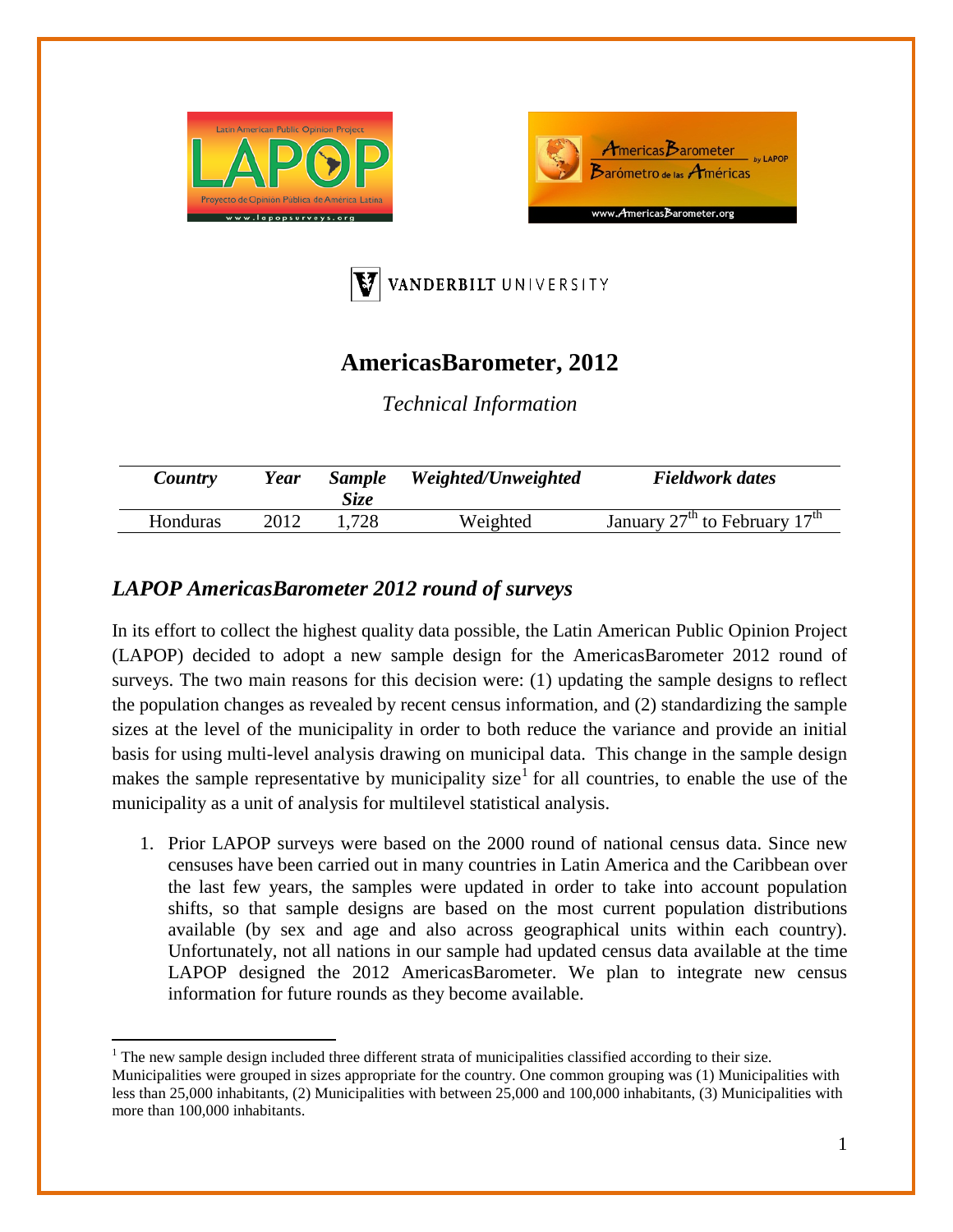# AmericasBarometer, 2012

*Technical Information*

| *Country* | *Year* | *Sample Size* | *Weighted/Unweighted* | *Fieldwork dates* |
|---|---|---|---|---|
| Honduras | 2012 | 1,728 | Weighted | January 27th to February 17th |

## *LAPOP AmericasBarometer 2012 round of surveys*

In its effort to collect the highest quality data possible, the Latin American Public Opinion Project (LAPOP) decided to adopt a new sample design for the AmericasBarometer 2012 round of surveys. The two main reasons for this decision were: (1) updating the sample designs to reflect the population changes as revealed by recent census information, and (2) standardizing the sample sizes at the level of the municipality in order to both reduce the variance and provide an initial basis for using multi-level analysis drawing on municipal data. This change in the sample design makes the sample representative by municipality size[1] for all countries, to enable the use of the municipality as a unit of analysis for multilevel statistical analysis.

1. Prior LAPOP surveys were based on the 2000 round of national census data. Since new censuses have been carried out in many countries in Latin America and the Caribbean over the last few years, the samples were updated in order to take into account population shifts, so that sample designs are based on the most current population distributions available (by sex and age and also across geographical units within each country). Unfortunately, not all nations in our sample had updated census data available at the time LAPOP designed the 2012 AmericasBarometer. We plan to integrate new census information for future rounds as they become available.

[1] The new sample design included three different strata of municipalities classified according to their size. Municipalities were grouped in sizes appropriate for the country. One common grouping was (1) Municipalities with less than 25,000 inhabitants, (2) Municipalities with between 25,000 and 100,000 inhabitants, (3) Municipalities with more than 100,000 inhabitants.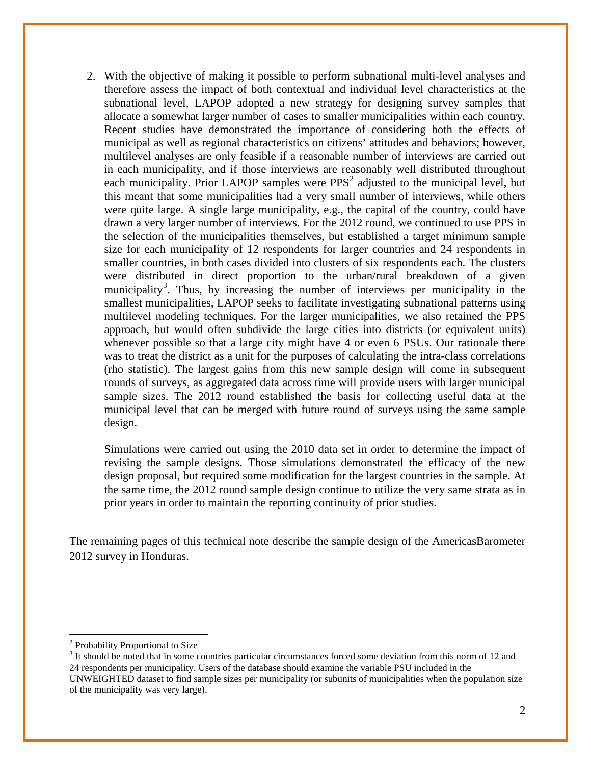2. With the objective of making it possible to perform subnational multi-level analyses and therefore assess the impact of both contextual and individual level characteristics at the subnational level, LAPOP adopted a new strategy for designing survey samples that allocate a somewhat larger number of cases to smaller municipalities within each country. Recent studies have demonstrated the importance of considering both the effects of municipal as well as regional characteristics on citizens' attitudes and behaviors; however, multilevel analyses are only feasible if a reasonable number of interviews are carried out in each municipality, and if those interviews are reasonably well distributed throughout each municipality. Prior LAPOP samples were PPS[2] adjusted to the municipal level, but this meant that some municipalities had a very small number of interviews, while others were quite large. A single large municipality, e.g., the capital of the country, could have drawn a very larger number of interviews. For the 2012 round, we continued to use PPS in the selection of the municipalities themselves, but established a target minimum sample size for each municipality of 12 respondents for larger countries and 24 respondents in smaller countries, in both cases divided into clusters of six respondents each. The clusters were distributed in direct proportion to the urban/rural breakdown of a given municipality[3]. Thus, by increasing the number of interviews per municipality in the smallest municipalities, LAPOP seeks to facilitate investigating subnational patterns using multilevel modeling techniques. For the larger municipalities, we also retained the PPS approach, but would often subdivide the large cities into districts (or equivalent units) whenever possible so that a large city might have 4 or even 6 PSUs. Our rationale there was to treat the district as a unit for the purposes of calculating the intra-class correlations (rho statistic). The largest gains from this new sample design will come in subsequent rounds of surveys, as aggregated data across time will provide users with larger municipal sample sizes. The 2012 round established the basis for collecting useful data at the municipal level that can be merged with future round of surveys using the same sample design.

   Simulations were carried out using the 2010 data set in order to determine the impact of revising the sample designs. Those simulations demonstrated the efficacy of the new design proposal, but required some modification for the largest countries in the sample. At the same time, the 2012 round sample design continue to utilize the very same strata as in prior years in order to maintain the reporting continuity of prior studies.

The remaining pages of this technical note describe the sample design of the AmericasBarometer 2012 survey in Honduras.

---

[2] Probability Proportional to Size

[3] It should be noted that in some countries particular circumstances forced some deviation from this norm of 12 and 24 respondents per municipality. Users of the database should examine the variable PSU included in the UNWEIGHTED dataset to find sample sizes per municipality (or subunits of municipalities when the population size of the municipality was very large).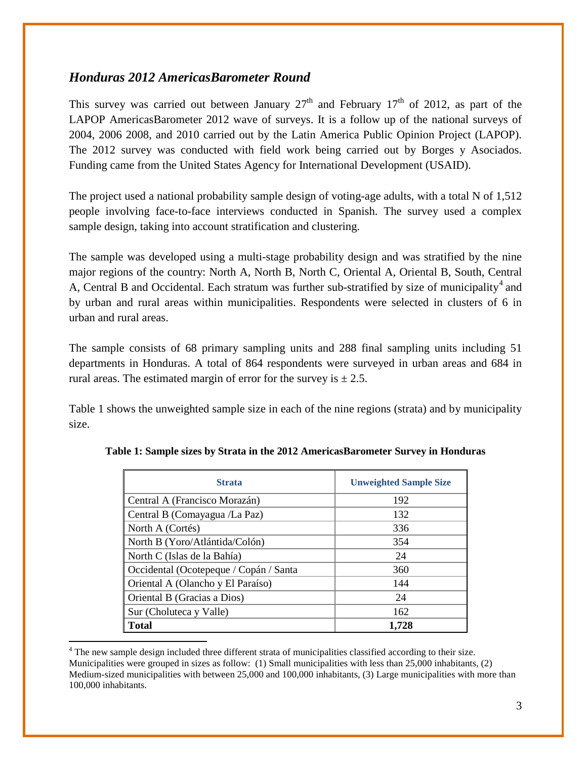## *Honduras 2012 AmericasBarometer Round*

This survey was carried out between January 27th and February 17th of 2012, as part of the LAPOP AmericasBarometer 2012 wave of surveys. It is a follow up of the national surveys of 2004, 2006 2008, and 2010 carried out by the Latin America Public Opinion Project (LAPOP). The 2012 survey was conducted with field work being carried out by Borges y Asociados. Funding came from the United States Agency for International Development (USAID).

The project used a national probability sample design of voting-age adults, with a total N of 1,512 people involving face-to-face interviews conducted in Spanish. The survey used a complex sample design, taking into account stratification and clustering.

The sample was developed using a multi-stage probability design and was stratified by the nine major regions of the country: North A, North B, North C, Oriental A, Oriental B, South, Central A, Central B and Occidental. Each stratum was further sub-stratified by size of municipality[4] and by urban and rural areas within municipalities. Respondents were selected in clusters of 6 in urban and rural areas.

The sample consists of 68 primary sampling units and 288 final sampling units including 51 departments in Honduras. A total of 864 respondents were surveyed in urban areas and 684 in rural areas. The estimated margin of error for the survey is ± 2.5.

Table 1 shows the unweighted sample size in each of the nine regions (strata) and by municipality size.

**Table 1: Sample sizes by Strata in the 2012 AmericasBarometer Survey in Honduras**

| Strata | Unweighted Sample Size |
|---|---|
| Central A (Francisco Morazán) | 192 |
| Central B (Comayagua /La Paz) | 132 |
| North A (Cortés) | 336 |
| North B (Yoro/Atlántida/Colón) | 354 |
| North C (Islas de la Bahía) | 24 |
| Occidental (Ocotepeque / Copán / Santa | 360 |
| Oriental A (Olancho y El Paraíso) | 144 |
| Oriental B (Gracias a Dios) | 24 |
| Sur (Choluteca y Valle) | 162 |
| **Total** | **1,728** |

[4] The new sample design included three different strata of municipalities classified according to their size. Municipalities were grouped in sizes as follow: (1) Small municipalities with less than 25,000 inhabitants, (2) Medium-sized municipalities with between 25,000 and 100,000 inhabitants, (3) Large municipalities with more than 100,000 inhabitants.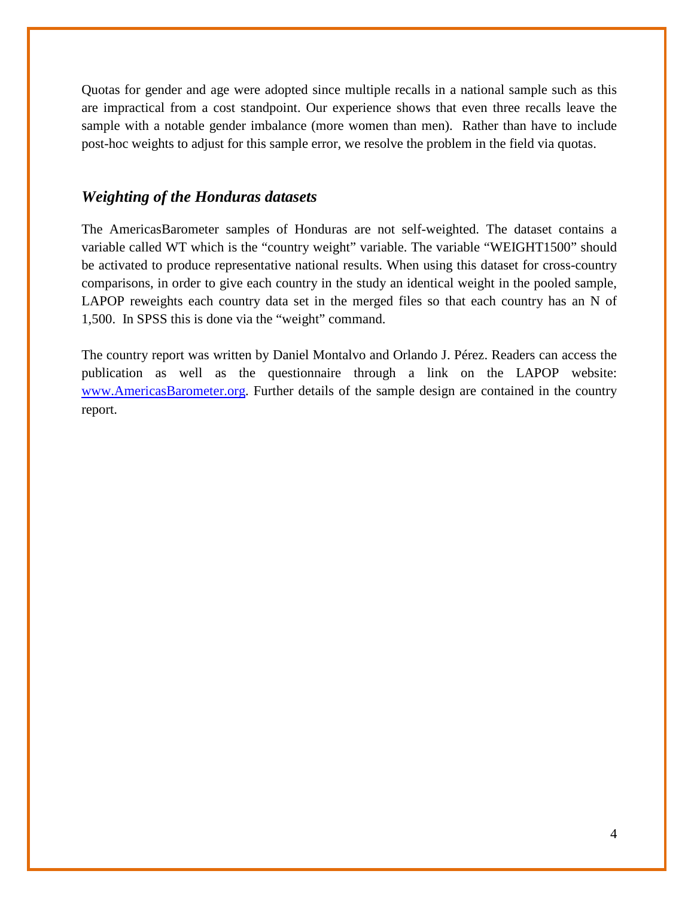Quotas for gender and age were adopted since multiple recalls in a national sample such as this are impractical from a cost standpoint. Our experience shows that even three recalls leave the sample with a notable gender imbalance (more women than men). Rather than have to include post-hoc weights to adjust for this sample error, we resolve the problem in the field via quotas.

### *Weighting of the Honduras datasets*

The AmericasBarometer samples of Honduras are not self-weighted. The dataset contains a variable called WT which is the "country weight" variable. The variable "WEIGHT1500" should be activated to produce representative national results. When using this dataset for cross-country comparisons, in order to give each country in the study an identical weight in the pooled sample, LAPOP reweights each country data set in the merged files so that each country has an N of 1,500. In SPSS this is done via the "weight" command.

The country report was written by Daniel Montalvo and Orlando J. Pérez. Readers can access the publication as well as the questionnaire through a link on the LAPOP website: [www.AmericasBarometer.org](http://www.AmericasBarometer.org). Further details of the sample design are contained in the country report.